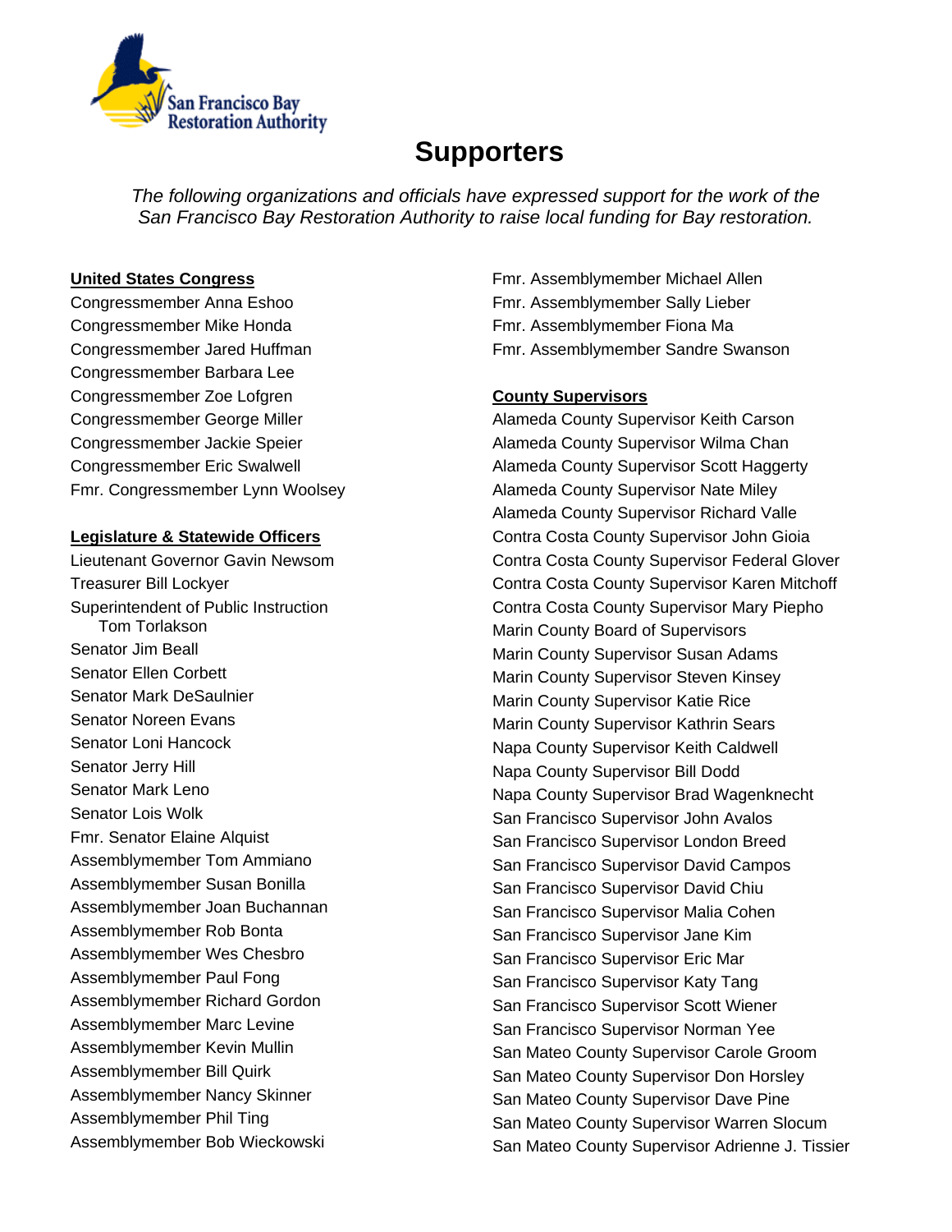San Francisco Bay Restoration Authority

# Supporters

*The following organizations and officials have expressed support for the work of the San Francisco Bay Restoration Authority to raise local funding for Bay restoration.*

**United States Congress**

Congressmember Anna Eshoo
Congressmember Mike Honda
Congressmember Jared Huffman
Congressmember Barbara Lee
Congressmember Zoe Lofgren
Congressmember George Miller
Congressmember Jackie Speier
Congressmember Eric Swalwell
Fmr. Congressmember Lynn Woolsey

**Legislature & Statewide Officers**

Lieutenant Governor Gavin Newsom
Treasurer Bill Lockyer
Superintendent of Public Instruction Tom Torlakson
Senator Jim Beall
Senator Ellen Corbett
Senator Mark DeSaulnier
Senator Noreen Evans
Senator Loni Hancock
Senator Jerry Hill
Senator Mark Leno
Senator Lois Wolk
Fmr. Senator Elaine Alquist
Assemblymember Tom Ammiano
Assemblymember Susan Bonilla
Assemblymember Joan Buchannan
Assemblymember Rob Bonta
Assemblymember Wes Chesbro
Assemblymember Paul Fong
Assemblymember Richard Gordon
Assemblymember Marc Levine
Assemblymember Kevin Mullin
Assemblymember Bill Quirk
Assemblymember Nancy Skinner
Assemblymember Phil Ting
Assemblymember Bob Wieckowski
Fmr. Assemblymember Michael Allen
Fmr. Assemblymember Sally Lieber
Fmr. Assemblymember Fiona Ma
Fmr. Assemblymember Sandre Swanson

**County Supervisors**

Alameda County Supervisor Keith Carson
Alameda County Supervisor Wilma Chan
Alameda County Supervisor Scott Haggerty
Alameda County Supervisor Nate Miley
Alameda County Supervisor Richard Valle
Contra Costa County Supervisor John Gioia
Contra Costa County Supervisor Federal Glover
Contra Costa County Supervisor Karen Mitchoff
Contra Costa County Supervisor Mary Piepho
Marin County Board of Supervisors
Marin County Supervisor Susan Adams
Marin County Supervisor Steven Kinsey
Marin County Supervisor Katie Rice
Marin County Supervisor Kathrin Sears
Napa County Supervisor Keith Caldwell
Napa County Supervisor Bill Dodd
Napa County Supervisor Brad Wagenknecht
San Francisco Supervisor John Avalos
San Francisco Supervisor London Breed
San Francisco Supervisor David Campos
San Francisco Supervisor David Chiu
San Francisco Supervisor Malia Cohen
San Francisco Supervisor Jane Kim
San Francisco Supervisor Eric Mar
San Francisco Supervisor Katy Tang
San Francisco Supervisor Scott Wiener
San Francisco Supervisor Norman Yee
San Mateo County Supervisor Carole Groom
San Mateo County Supervisor Don Horsley
San Mateo County Supervisor Dave Pine
San Mateo County Supervisor Warren Slocum
San Mateo County Supervisor Adrienne J. Tissier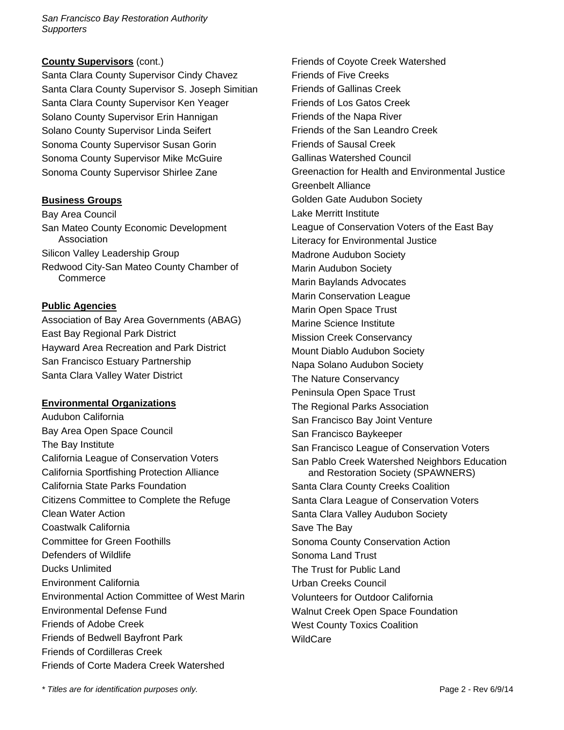**County Supervisors** (cont.)

Santa Clara County Supervisor Cindy Chavez
Santa Clara County Supervisor S. Joseph Simitian
Santa Clara County Supervisor Ken Yeager
Solano County Supervisor Erin Hannigan
Solano County Supervisor Linda Seifert
Sonoma County Supervisor Susan Gorin
Sonoma County Supervisor Mike McGuire
Sonoma County Supervisor Shirlee Zane

**Business Groups**

Bay Area Council
San Mateo County Economic Development Association
Silicon Valley Leadership Group
Redwood City-San Mateo County Chamber of Commerce

**Public Agencies**

Association of Bay Area Governments (ABAG)
East Bay Regional Park District
Hayward Area Recreation and Park District
San Francisco Estuary Partnership
Santa Clara Valley Water District

**Environmental Organizations**

Audubon California
Bay Area Open Space Council
The Bay Institute
California League of Conservation Voters
California Sportfishing Protection Alliance
California State Parks Foundation
Citizens Committee to Complete the Refuge
Clean Water Action
Coastwalk California
Committee for Green Foothills
Defenders of Wildlife
Ducks Unlimited
Environment California
Environmental Action Committee of West Marin
Environmental Defense Fund
Friends of Adobe Creek
Friends of Bedwell Bayfront Park
Friends of Cordilleras Creek
Friends of Corte Madera Creek Watershed
Friends of Coyote Creek Watershed
Friends of Five Creeks
Friends of Gallinas Creek
Friends of Los Gatos Creek
Friends of the Napa River
Friends of the San Leandro Creek
Friends of Sausal Creek
Gallinas Watershed Council
Greenaction for Health and Environmental Justice
Greenbelt Alliance
Golden Gate Audubon Society
Lake Merritt Institute
League of Conservation Voters of the East Bay
Literacy for Environmental Justice
Madrone Audubon Society
Marin Audubon Society
Marin Baylands Advocates
Marin Conservation League
Marin Open Space Trust
Marine Science Institute
Mission Creek Conservancy
Mount Diablo Audubon Society
Napa Solano Audubon Society
The Nature Conservancy
Peninsula Open Space Trust
The Regional Parks Association
San Francisco Bay Joint Venture
San Francisco Baykeeper
San Francisco League of Conservation Voters
San Pablo Creek Watershed Neighbors Education and Restoration Society (SPAWNERS)
Santa Clara County Creeks Coalition
Santa Clara League of Conservation Voters
Santa Clara Valley Audubon Society
Save The Bay
Sonoma County Conservation Action
Sonoma Land Trust
The Trust for Public Land
Urban Creeks Council
Volunteers for Outdoor California
Walnut Creek Open Space Foundation
West County Toxics Coalition
WildCare

*\* Titles are for identification purposes only.*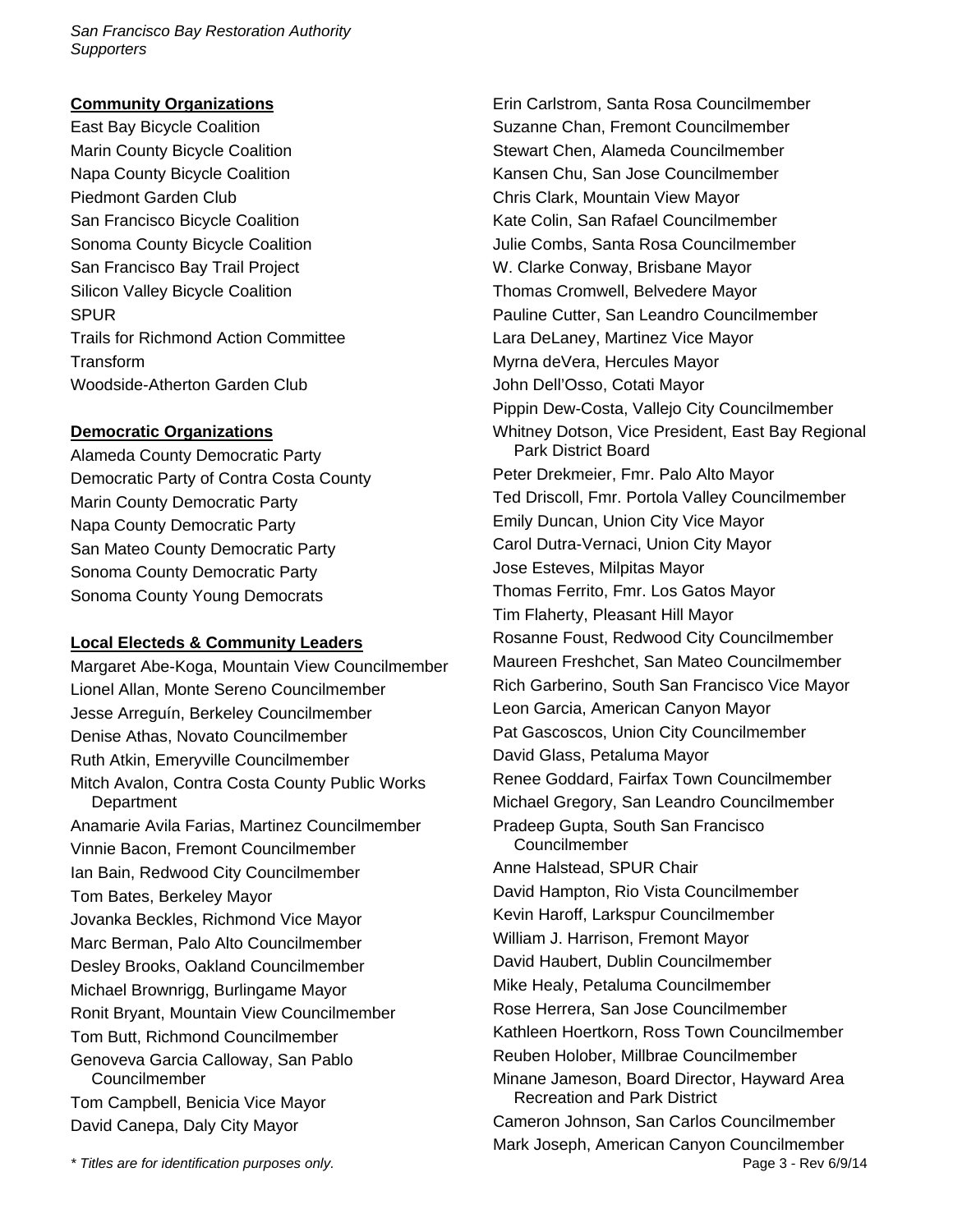**Community Organizations**

East Bay Bicycle Coalition
Marin County Bicycle Coalition
Napa County Bicycle Coalition
Piedmont Garden Club
San Francisco Bicycle Coalition
Sonoma County Bicycle Coalition
San Francisco Bay Trail Project
Silicon Valley Bicycle Coalition
SPUR
Trails for Richmond Action Committee
Transform
Woodside-Atherton Garden Club

**Democratic Organizations**

Alameda County Democratic Party
Democratic Party of Contra Costa County
Marin County Democratic Party
Napa County Democratic Party
San Mateo County Democratic Party
Sonoma County Democratic Party
Sonoma County Young Democrats

**Local Electeds & Community Leaders**

Margaret Abe-Koga, Mountain View Councilmember
Lionel Allan, Monte Sereno Councilmember
Jesse Arreguín, Berkeley Councilmember
Denise Athas, Novato Councilmember
Ruth Atkin, Emeryville Councilmember
Mitch Avalon, Contra Costa County Public Works Department
Anamarie Avila Farias, Martinez Councilmember
Vinnie Bacon, Fremont Councilmember
Ian Bain, Redwood City Councilmember
Tom Bates, Berkeley Mayor
Jovanka Beckles, Richmond Vice Mayor
Marc Berman, Palo Alto Councilmember
Desley Brooks, Oakland Councilmember
Michael Brownrigg, Burlingame Mayor
Ronit Bryant, Mountain View Councilmember
Tom Butt, Richmond Councilmember
Genoveva Garcia Calloway, San Pablo Councilmember
Tom Campbell, Benicia Vice Mayor
David Canepa, Daly City Mayor
Erin Carlstrom, Santa Rosa Councilmember
Suzanne Chan, Fremont Councilmember
Stewart Chen, Alameda Councilmember
Kansen Chu, San Jose Councilmember
Chris Clark, Mountain View Mayor
Kate Colin, San Rafael Councilmember
Julie Combs, Santa Rosa Councilmember
W. Clarke Conway, Brisbane Mayor
Thomas Cromwell, Belvedere Mayor
Pauline Cutter, San Leandro Councilmember
Lara DeLaney, Martinez Vice Mayor
Myrna deVera, Hercules Mayor
John Dell'Osso, Cotati Mayor
Pippin Dew-Costa, Vallejo City Councilmember
Whitney Dotson, Vice President, East Bay Regional Park District Board
Peter Drekmeier, Fmr. Palo Alto Mayor
Ted Driscoll, Fmr. Portola Valley Councilmember
Emily Duncan, Union City Vice Mayor
Carol Dutra-Vernaci, Union City Mayor
Jose Esteves, Milpitas Mayor
Thomas Ferrito, Fmr. Los Gatos Mayor
Tim Flaherty, Pleasant Hill Mayor
Rosanne Foust, Redwood City Councilmember
Maureen Freshchet, San Mateo Councilmember
Rich Garberino, South San Francisco Vice Mayor
Leon Garcia, American Canyon Mayor
Pat Gascoscos, Union City Councilmember
David Glass, Petaluma Mayor
Renee Goddard, Fairfax Town Councilmember
Michael Gregory, San Leandro Councilmember
Pradeep Gupta, South San Francisco Councilmember
Anne Halstead, SPUR Chair
David Hampton, Rio Vista Councilmember
Kevin Haroff, Larkspur Councilmember
William J. Harrison, Fremont Mayor
David Haubert, Dublin Councilmember
Mike Healy, Petaluma Councilmember
Rose Herrera, San Jose Councilmember
Kathleen Hoertkorn, Ross Town Councilmember
Reuben Holober, Millbrae Councilmember
Minane Jameson, Board Director, Hayward Area Recreation and Park District
Cameron Johnson, San Carlos Councilmember
Mark Joseph, American Canyon Councilmember

*\* Titles are for identification purposes only.*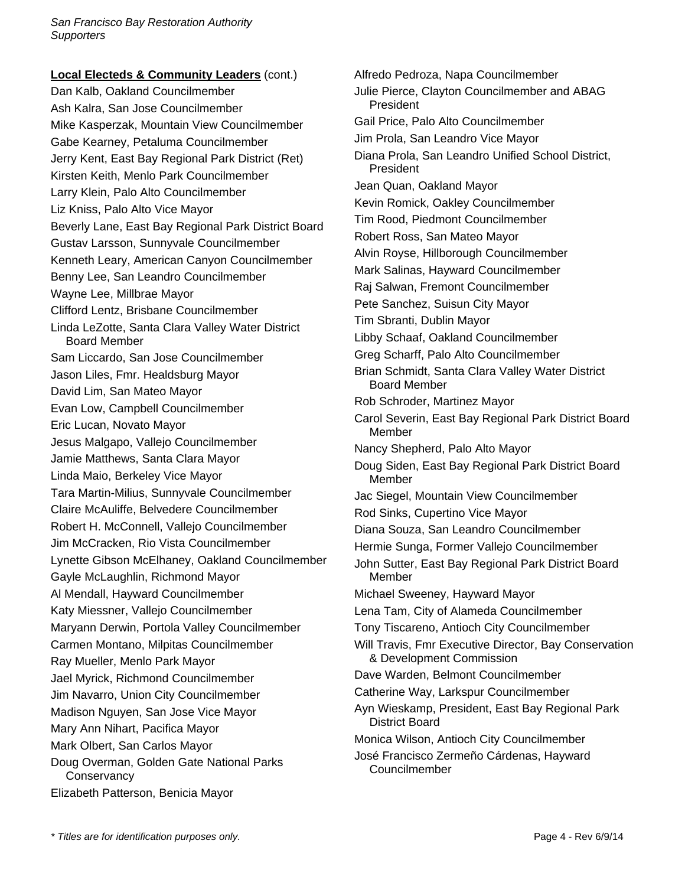**Local Electeds & Community Leaders** (cont.)

Dan Kalb, Oakland Councilmember
Ash Kalra, San Jose Councilmember
Mike Kasperzak, Mountain View Councilmember
Gabe Kearney, Petaluma Councilmember
Jerry Kent, East Bay Regional Park District (Ret)
Kirsten Keith, Menlo Park Councilmember
Larry Klein, Palo Alto Councilmember
Liz Kniss, Palo Alto Vice Mayor
Beverly Lane, East Bay Regional Park District Board
Gustav Larsson, Sunnyvale Councilmember
Kenneth Leary, American Canyon Councilmember
Benny Lee, San Leandro Councilmember
Wayne Lee, Millbrae Mayor
Clifford Lentz, Brisbane Councilmember
Linda LeZotte, Santa Clara Valley Water District Board Member
Sam Liccardo, San Jose Councilmember
Jason Liles, Fmr. Healdsburg Mayor
David Lim, San Mateo Mayor
Evan Low, Campbell Councilmember
Eric Lucan, Novato Mayor
Jesus Malgapo, Vallejo Councilmember
Jamie Matthews, Santa Clara Mayor
Linda Maio, Berkeley Vice Mayor
Tara Martin-Milius, Sunnyvale Councilmember
Claire McAuliffe, Belvedere Councilmember
Robert H. McConnell, Vallejo Councilmember
Jim McCracken, Rio Vista Councilmember
Lynette Gibson McElhaney, Oakland Councilmember
Gayle McLaughlin, Richmond Mayor
Al Mendall, Hayward Councilmember
Katy Miessner, Vallejo Councilmember
Maryann Derwin, Portola Valley Councilmember
Carmen Montano, Milpitas Councilmember
Ray Mueller, Menlo Park Mayor
Jael Myrick, Richmond Councilmember
Jim Navarro, Union City Councilmember
Madison Nguyen, San Jose Vice Mayor
Mary Ann Nihart, Pacifica Mayor
Mark Olbert, San Carlos Mayor
Doug Overman, Golden Gate National Parks Conservancy
Elizabeth Patterson, Benicia Mayor
Alfredo Pedroza, Napa Councilmember
Julie Pierce, Clayton Councilmember and ABAG President
Gail Price, Palo Alto Councilmember
Jim Prola, San Leandro Vice Mayor
Diana Prola, San Leandro Unified School District, President
Jean Quan, Oakland Mayor
Kevin Romick, Oakley Councilmember
Tim Rood, Piedmont Councilmember
Robert Ross, San Mateo Mayor
Alvin Royse, Hillborough Councilmember
Mark Salinas, Hayward Councilmember
Raj Salwan, Fremont Councilmember
Pete Sanchez, Suisun City Mayor
Tim Sbranti, Dublin Mayor
Libby Schaaf, Oakland Councilmember
Greg Scharff, Palo Alto Councilmember
Brian Schmidt, Santa Clara Valley Water District Board Member
Rob Schroder, Martinez Mayor
Carol Severin, East Bay Regional Park District Board Member
Nancy Shepherd, Palo Alto Mayor
Doug Siden, East Bay Regional Park District Board Member
Jac Siegel, Mountain View Councilmember
Rod Sinks, Cupertino Vice Mayor
Diana Souza, San Leandro Councilmember
Hermie Sunga, Former Vallejo Councilmember
John Sutter, East Bay Regional Park District Board Member
Michael Sweeney, Hayward Mayor
Lena Tam, City of Alameda Councilmember
Tony Tiscareno, Antioch City Councilmember
Will Travis, Fmr Executive Director, Bay Conservation & Development Commission
Dave Warden, Belmont Councilmember
Catherine Way, Larkspur Councilmember
Ayn Wieskamp, President, East Bay Regional Park District Board
Monica Wilson, Antioch City Councilmember
José Francisco Zermeño Cárdenas, Hayward Councilmember

*\* Titles are for identification purposes only.*